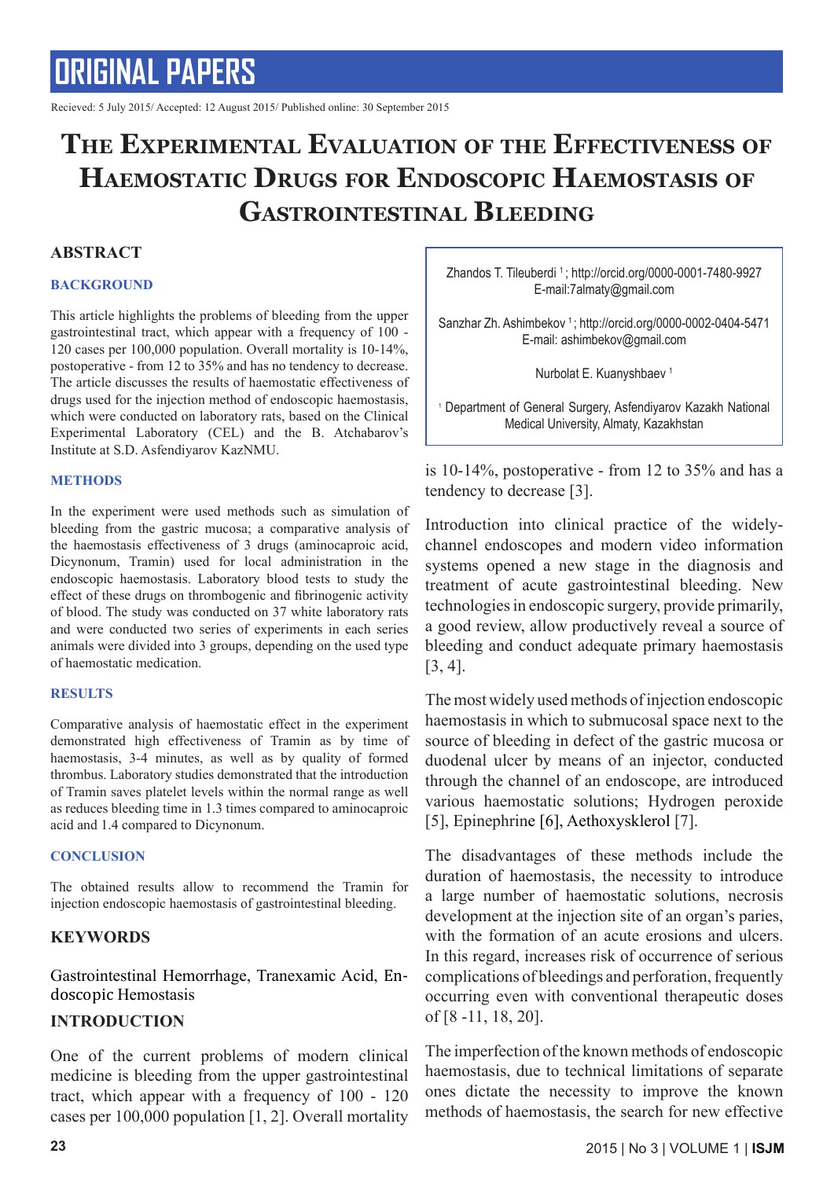# ORIGINAL PAPERS

Recieved: 5 July 2015/ Accepted: 12 August 2015/ Published online: 30 September 2015

# The Experimental Evaluation of the Effectiveness of Haemostatic Drugs for Endoscopic Haemostasis of Gastrointestinal Bleeding

Zhandos T. Tileuberdi [1]; http://orcid.org/0000-0001-7480-9927
E-mail:7almaty@gmail.com

Sanzhar Zh. Ashimbekov [1]; http://orcid.org/0000-0002-0404-5471
E-mail: ashimbekov@gmail.com

Nurbolat E. Kuanyshbaev [1]

[1] Department of General Surgery, Asfendiyarov Kazakh National Medical University, Almaty, Kazakhstan

## ABSTRACT

### BACKGROUND

This article highlights the problems of bleeding from the upper gastrointestinal tract, which appear with a frequency of 100 - 120 cases per 100,000 population. Overall mortality is 10-14%, postoperative - from 12 to 35% and has no tendency to decrease. The article discusses the results of haemostatic effectiveness of drugs used for the injection method of endoscopic haemostasis, which were conducted on laboratory rats, based on the Clinical Experimental Laboratory (CEL) and the B. Atchabarov's Institute at S.D. Asfendiyarov KazNMU.

### METHODS

In the experiment were used methods such as simulation of bleeding from the gastric mucosa; a comparative analysis of the haemostasis effectiveness of 3 drugs (aminocaproic acid, Dicynonum, Tramin) used for local administration in the endoscopic haemostasis. Laboratory blood tests to study the effect of these drugs on thrombogenic and fibrinogenic activity of blood. The study was conducted on 37 white laboratory rats and were conducted two series of experiments in each series animals were divided into 3 groups, depending on the used type of haemostatic medication.

### RESULTS

Comparative analysis of haemostatic effect in the experiment demonstrated high effectiveness of Tramin as by time of haemostasis, 3-4 minutes, as well as by quality of formed thrombus. Laboratory studies demonstrated that the introduction of Tramin saves platelet levels within the normal range as well as reduces bleeding time in 1.3 times compared to aminocaproic acid and 1.4 compared to Dicynonum.

### CONCLUSION

The obtained results allow to recommend the Tramin for injection endoscopic haemostasis of gastrointestinal bleeding.

## KEYWORDS

Gastrointestinal Hemorrhage, Tranexamic Acid, Endoscopic Hemostasis

## INTRODUCTION

One of the current problems of modern clinical medicine is bleeding from the upper gastrointestinal tract, which appear with a frequency of 100 - 120 cases per 100,000 population [1, 2]. Overall mortality is 10-14%, postoperative - from 12 to 35% and has a tendency to decrease [3].

Introduction into clinical practice of the widely-channel endoscopes and modern video information systems opened a new stage in the diagnosis and treatment of acute gastrointestinal bleeding. New technologies in endoscopic surgery, provide primarily, a good review, allow productively reveal a source of bleeding and conduct adequate primary haemostasis [3, 4].

The most widely used methods of injection endoscopic haemostasis in which to submucosal space next to the source of bleeding in defect of the gastric mucosa or duodenal ulcer by means of an injector, conducted through the channel of an endoscope, are introduced various haemostatic solutions; Hydrogen peroxide [5], Epinephrine [6], Aethoxysklerol [7].

The disadvantages of these methods include the duration of haemostasis, the necessity to introduce a large number of haemostatic solutions, necrosis development at the injection site of an organ's paries, with the formation of an acute erosions and ulcers. In this regard, increases risk of occurrence of serious complications of bleedings and perforation, frequently occurring even with conventional therapeutic doses of [8 -11, 18, 20].

The imperfection of the known methods of endoscopic haemostasis, due to technical limitations of separate ones dictate the necessity to improve the known methods of haemostasis, the search for new effective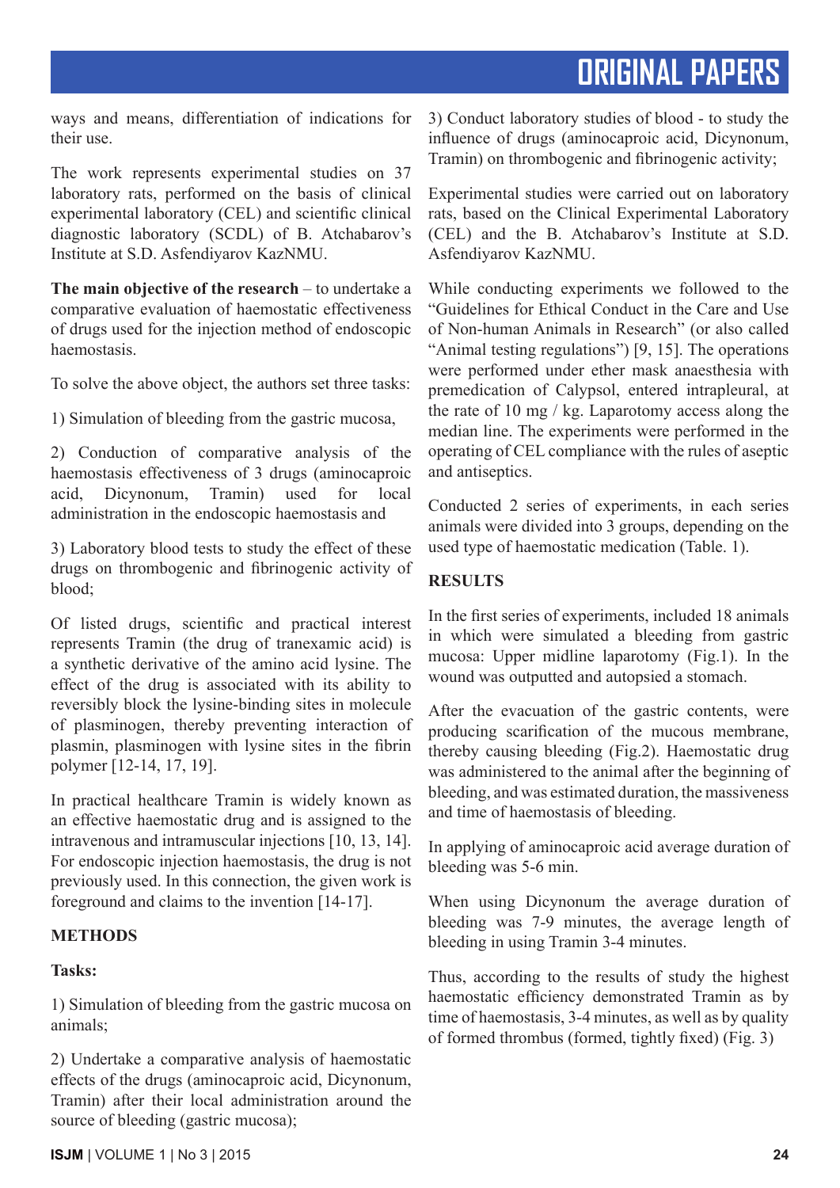ways and means, differentiation of indications for their use.

The work represents experimental studies on 37 laboratory rats, performed on the basis of clinical experimental laboratory (CEL) and scientific clinical diagnostic laboratory (SCDL) of B. Atchabarov's Institute at S.D. Asfendiyarov KazNMU.

**The main objective of the research** – to undertake a comparative evaluation of haemostatic effectiveness of drugs used for the injection method of endoscopic haemostasis.

To solve the above object, the authors set three tasks:

1) Simulation of bleeding from the gastric mucosa,

2) Conduction of comparative analysis of the haemostasis effectiveness of 3 drugs (aminocaproic acid, Dicynonum, Tramin) used for local administration in the endoscopic haemostasis and

3) Laboratory blood tests to study the effect of these drugs on thrombogenic and fibrinogenic activity of blood;

Of listed drugs, scientific and practical interest represents Tramin (the drug of tranexamic acid) is a synthetic derivative of the amino acid lysine. The effect of the drug is associated with its ability to reversibly block the lysine-binding sites in molecule of plasminogen, thereby preventing interaction of plasmin, plasminogen with lysine sites in the fibrin polymer [12-14, 17, 19].

In practical healthcare Tramin is widely known as an effective haemostatic drug and is assigned to the intravenous and intramuscular injections [10, 13, 14]. For endoscopic injection haemostasis, the drug is not previously used. In this connection, the given work is foreground and claims to the invention [14-17].

## METHODS

### Tasks:

1) Simulation of bleeding from the gastric mucosa on animals;

2) Undertake a comparative analysis of haemostatic effects of the drugs (aminocaproic acid, Dicynonum, Tramin) after their local administration around the source of bleeding (gastric mucosa);

3) Conduct laboratory studies of blood - to study the influence of drugs (aminocaproic acid, Dicynonum, Tramin) on thrombogenic and fibrinogenic activity;

Experimental studies were carried out on laboratory rats, based on the Clinical Experimental Laboratory (CEL) and the B. Atchabarov's Institute at S.D. Asfendiyarov KazNMU.

While conducting experiments we followed to the "Guidelines for Ethical Conduct in the Care and Use of Non-human Animals in Research" (or also called "Animal testing regulations") [9, 15]. The operations were performed under ether mask anaesthesia with premedication of Calypsol, entered intrapleural, at the rate of 10 mg / kg. Laparotomy access along the median line. The experiments were performed in the operating of CEL compliance with the rules of aseptic and antiseptics.

Conducted 2 series of experiments, in each series animals were divided into 3 groups, depending on the used type of haemostatic medication (Table. 1).

## RESULTS

In the first series of experiments, included 18 animals in which were simulated a bleeding from gastric mucosa: Upper midline laparotomy (Fig.1). In the wound was outputted and autopsied a stomach.

After the evacuation of the gastric contents, were producing scarification of the mucous membrane, thereby causing bleeding (Fig.2). Haemostatic drug was administered to the animal after the beginning of bleeding, and was estimated duration, the massiveness and time of haemostasis of bleeding.

In applying of aminocaproic acid average duration of bleeding was 5-6 min.

When using Dicynonum the average duration of bleeding was 7-9 minutes, the average length of bleeding in using Tramin 3-4 minutes.

Thus, according to the results of study the highest haemostatic efficiency demonstrated Tramin as by time of haemostasis, 3-4 minutes, as well as by quality of formed thrombus (formed, tightly fixed) (Fig. 3)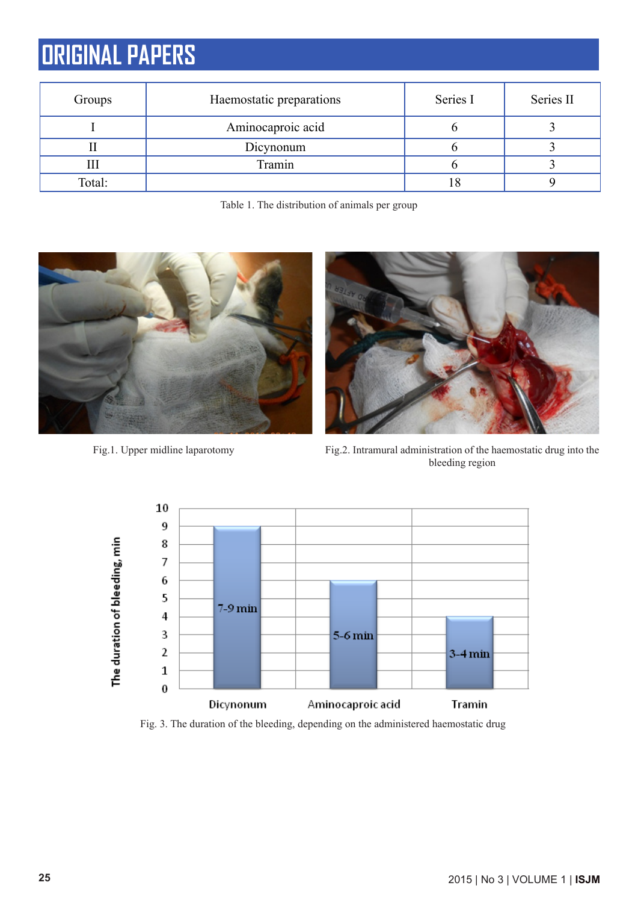| Groups | Haemostatic preparations | Series I | Series II |
|---|---|---|---|
| I | Aminocaproic acid | 6 | 3 |
| II | Dicynonum | 6 | 3 |
| III | Tramin | 6 | 3 |
| Total: | | 18 | 9 |

Table 1. The distribution of animals per group

Fig.1. Upper midline laparotomy

Fig.2. Intramural administration of the haemostatic drug into the bleeding region

Fig. 3. The duration of the bleeding, depending on the administered haemostatic drug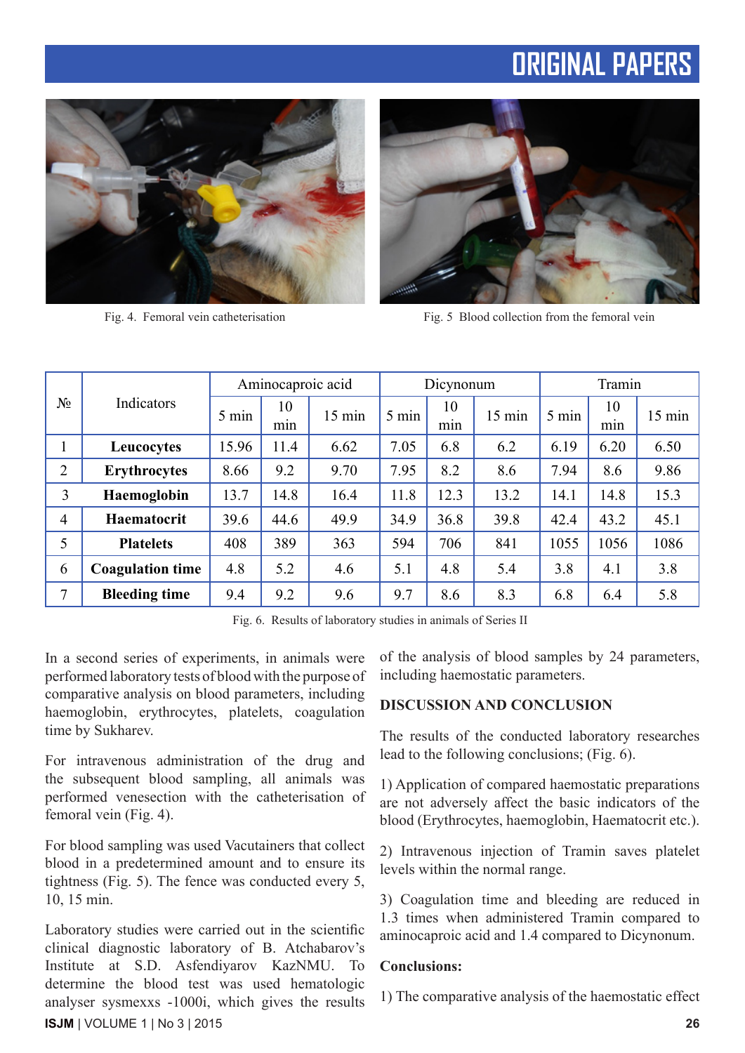Fig. 4. Femoral vein catheterisation

Fig. 5 Blood collection from the femoral vein

| № | Indicators | Aminocaproic acid | | | Dicynonum | | | Tramin | | |
|---|---|---|---|---|---|---|---|---|---|---|
| | | 5 min | 10 min | 15 min | 5 min | 10 min | 15 min | 5 min | 10 min | 15 min |
| 1 | **Leucocytes** | 15.96 | 11.4 | 6.62 | 7.05 | 6.8 | 6.2 | 6.19 | 6.20 | 6.50 |
| 2 | **Erythrocytes** | 8.66 | 9.2 | 9.70 | 7.95 | 8.2 | 8.6 | 7.94 | 8.6 | 9.86 |
| 3 | **Haemoglobin** | 13.7 | 14.8 | 16.4 | 11.8 | 12.3 | 13.2 | 14.1 | 14.8 | 15.3 |
| 4 | **Haematocrit** | 39.6 | 44.6 | 49.9 | 34.9 | 36.8 | 39.8 | 42.4 | 43.2 | 45.1 |
| 5 | **Platelets** | 408 | 389 | 363 | 594 | 706 | 841 | 1055 | 1056 | 1086 |
| 6 | **Coagulation time** | 4.8 | 5.2 | 4.6 | 5.1 | 4.8 | 5.4 | 3.8 | 4.1 | 3.8 |
| 7 | **Bleeding time** | 9.4 | 9.2 | 9.6 | 9.7 | 8.6 | 8.3 | 6.8 | 6.4 | 5.8 |

Fig. 6. Results of laboratory studies in animals of Series II

In a second series of experiments, in animals were performed laboratory tests of blood with the purpose of comparative analysis on blood parameters, including haemoglobin, erythrocytes, platelets, coagulation time by Sukharev.

For intravenous administration of the drug and the subsequent blood sampling, all animals was performed venesection with the catheterisation of femoral vein (Fig. 4).

For blood sampling was used Vacutainers that collect blood in a predetermined amount and to ensure its tightness (Fig. 5). The fence was conducted every 5, 10, 15 min.

Laboratory studies were carried out in the scientific clinical diagnostic laboratory of B. Atchabarov's Institute at S.D. Asfendiyarov KazNMU. To determine the blood test was used hematologic analyser sysmexxs -1000i, which gives the results of the analysis of blood samples by 24 parameters, including haemostatic parameters.

## DISCUSSION AND CONCLUSION

The results of the conducted laboratory researches lead to the following conclusions; (Fig. 6).

1) Application of compared haemostatic preparations are not adversely affect the basic indicators of the blood (Erythrocytes, haemoglobin, Haematocrit etc.).

2) Intravenous injection of Tramin saves platelet levels within the normal range.

3) Coagulation time and bleeding are reduced in 1.3 times when administered Tramin compared to aminocaproic acid and 1.4 compared to Dicynonum.

**Conclusions:**

1) The comparative analysis of the haemostatic effect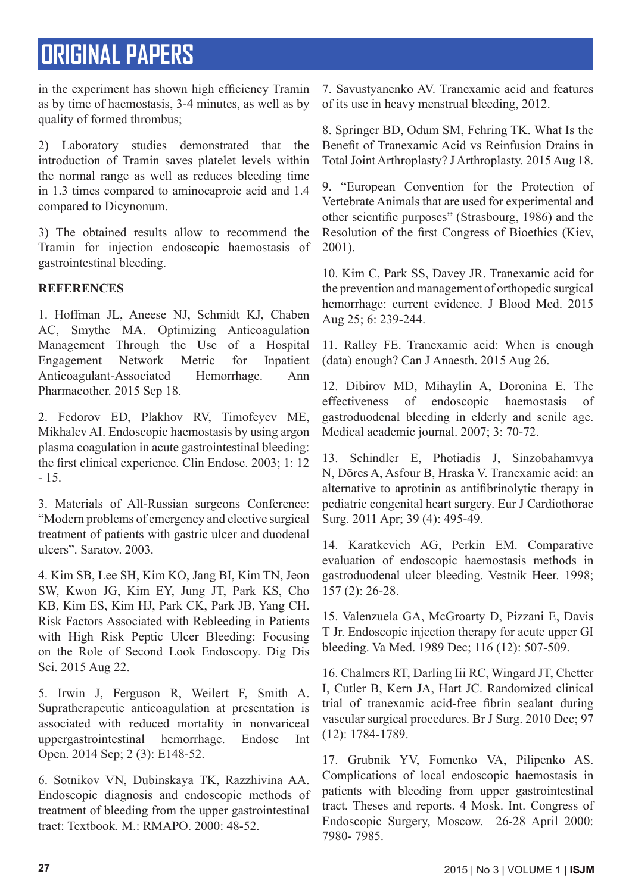in the experiment has shown high efficiency Tramin as by time of haemostasis, 3-4 minutes, as well as by quality of formed thrombus;

2) Laboratory studies demonstrated that the introduction of Tramin saves platelet levels within the normal range as well as reduces bleeding time in 1.3 times compared to aminocaproic acid and 1.4 compared to Dicynonum.

3) The obtained results allow to recommend the Tramin for injection endoscopic haemostasis of gastrointestinal bleeding.

**REFERENCES**

1. Hoffman JL, Aneese NJ, Schmidt KJ, Chaben AC, Smythe MA. Optimizing Anticoagulation Management Through the Use of a Hospital Engagement Network Metric for Inpatient Anticoagulant-Associated Hemorrhage. Ann Pharmacother. 2015 Sep 18.

2. Fedorov ED, Plakhov RV, Timofeyev ME, Mikhalev AI. Endoscopic haemostasis by using argon plasma coagulation in acute gastrointestinal bleeding: the first clinical experience. Clin Endosc. 2003; 1: 12 - 15.

3. Materials of All-Russian surgeons Conference: "Modern problems of emergency and elective surgical treatment of patients with gastric ulcer and duodenal ulcers". Saratov. 2003.

4. Kim SB, Lee SH, Kim KO, Jang BI, Kim TN, Jeon SW, Kwon JG, Kim EY, Jung JT, Park KS, Cho KB, Kim ES, Kim HJ, Park CK, Park JB, Yang CH. Risk Factors Associated with Rebleeding in Patients with High Risk Peptic Ulcer Bleeding: Focusing on the Role of Second Look Endoscopy. Dig Dis Sci. 2015 Aug 22.

5. Irwin J, Ferguson R, Weilert F, Smith A. Supratherapeutic anticoagulation at presentation is associated with reduced mortality in nonvariceal uppergastrointestinal hemorrhage. Endosc Int Open. 2014 Sep; 2 (3): E148-52.

6. Sotnikov VN, Dubinskaya TK, Razzhivina AA. Endoscopic diagnosis and endoscopic methods of treatment of bleeding from the upper gastrointestinal tract: Textbook. M.: RMAPO. 2000: 48-52.

7. Savustyanenko AV. Tranexamic acid and features of its use in heavy menstrual bleeding, 2012.

8. Springer BD, Odum SM, Fehring TK. What Is the Benefit of Tranexamic Acid vs Reinfusion Drains in Total Joint Arthroplasty? J Arthroplasty. 2015 Aug 18.

9. "European Convention for the Protection of Vertebrate Animals that are used for experimental and other scientific purposes" (Strasbourg, 1986) and the Resolution of the first Congress of Bioethics (Kiev, 2001).

10. Kim C, Park SS, Davey JR. Tranexamic acid for the prevention and management of orthopedic surgical hemorrhage: current evidence. J Blood Med. 2015 Aug 25; 6: 239-244.

11. Ralley FE. Tranexamic acid: When is enough (data) enough? Can J Anaesth. 2015 Aug 26.

12. Dibirov MD, Mihaylin A, Doronina E. The effectiveness of endoscopic haemostasis of gastroduodenal bleeding in elderly and senile age. Medical academic journal. 2007; 3: 70-72.

13. Schindler E, Photiadis J, Sinzobahamvya N, Döres A, Asfour B, Hraska V. Tranexamic acid: an alternative to aprotinin as antifibrinolytic therapy in pediatric congenital heart surgery. Eur J Cardiothorac Surg. 2011 Apr; 39 (4): 495-49.

14. Karatkevich AG, Perkin EM. Comparative evaluation of endoscopic haemostasis methods in gastroduodenal ulcer bleeding. Vestnik Heer. 1998; 157 (2): 26-28.

15. Valenzuela GA, McGroarty D, Pizzani E, Davis T Jr. Endoscopic injection therapy for acute upper GI bleeding. Va Med. 1989 Dec; 116 (12): 507-509.

16. Chalmers RT, Darling Iii RC, Wingard JT, Chetter I, Cutler B, Kern JA, Hart JC. Randomized clinical trial of tranexamic acid-free fibrin sealant during vascular surgical procedures. Br J Surg. 2010 Dec; 97 (12): 1784-1789.

17. Grubnik YV, Fomenko VA, Pilipenko AS. Complications of local endoscopic haemostasis in patients with bleeding from upper gastrointestinal tract. Theses and reports. 4 Mosk. Int. Congress of Endoscopic Surgery, Moscow. 26-28 April 2000: 7980- 7985.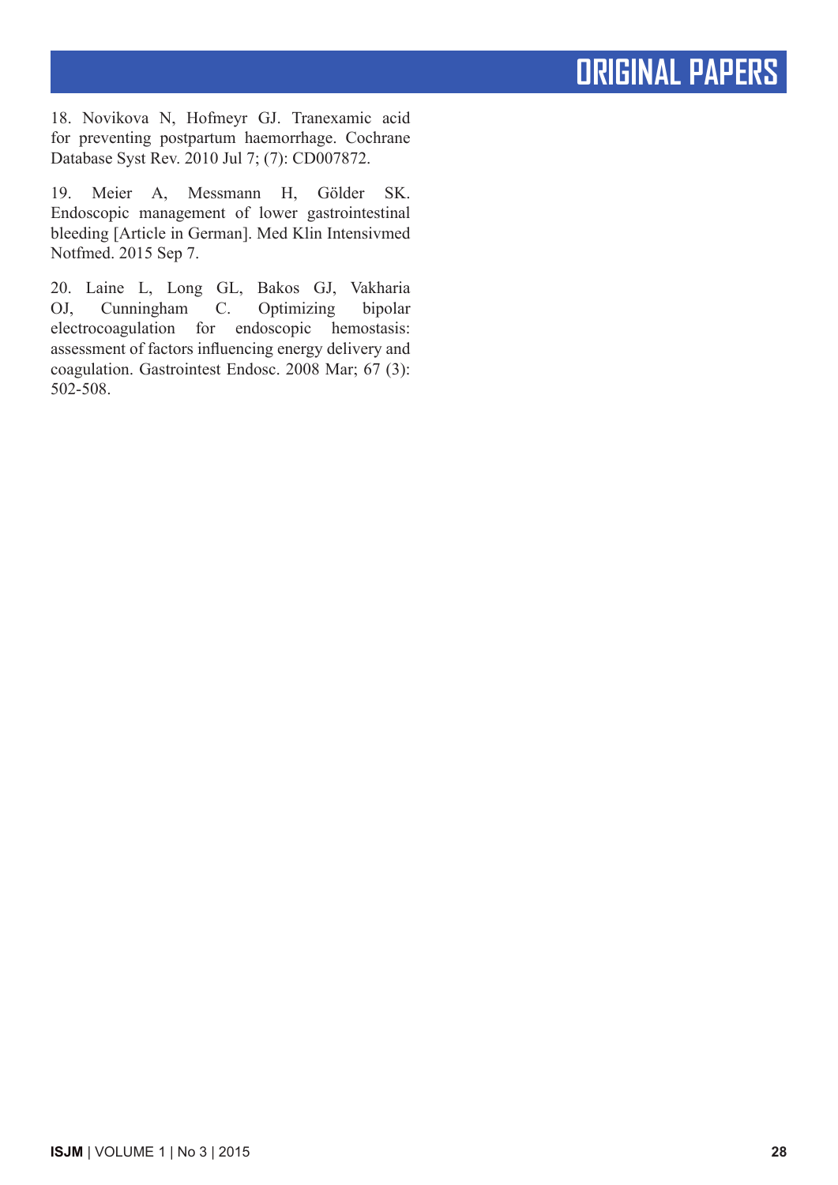18. Novikova N, Hofmeyr GJ. Tranexamic acid for preventing postpartum haemorrhage. Cochrane Database Syst Rev. 2010 Jul 7; (7): CD007872.

19. Meier A, Messmann H, Gölder SK. Endoscopic management of lower gastrointestinal bleeding [Article in German]. Med Klin Intensivmed Notfmed. 2015 Sep 7.

20. Laine L, Long GL, Bakos GJ, Vakharia OJ, Cunningham C. Optimizing bipolar electrocoagulation for endoscopic hemostasis: assessment of factors influencing energy delivery and coagulation. Gastrointest Endosc. 2008 Mar; 67 (3): 502-508.